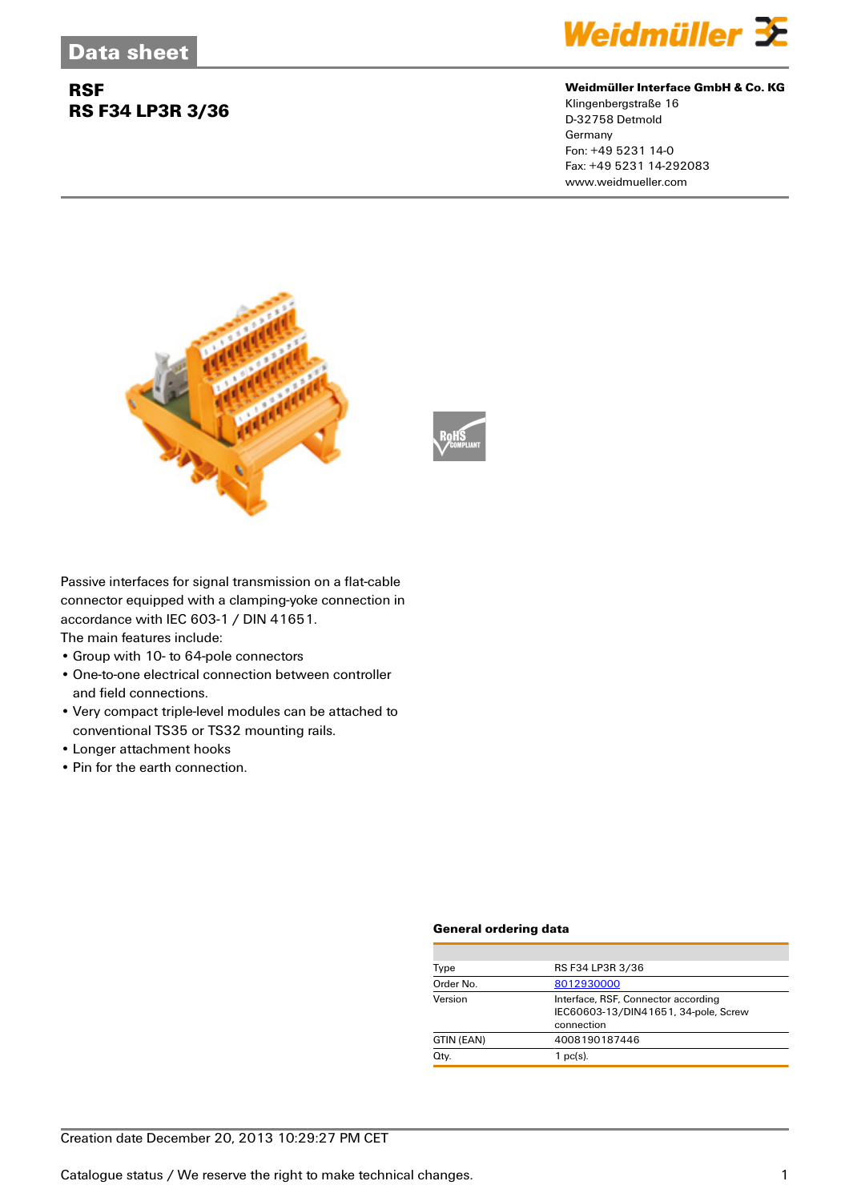# Data sheet

## RSF
## RS F34 LP3R 3/36

**Weidmüller Interface GmbH & Co. KG**
Klingenbergstraße 16
D-32758 Detmold
Germany
Fon: +49 5231 14-0
Fax: +49 5231 14-292083
www.weidmueller.com

Passive interfaces for signal transmission on a flat-cable connector equipped with a clamping-yoke connection in accordance with IEC 603-1 / DIN 41651.
The main features include:

- Group with 10- to 64-pole connectors
- One-to-one electrical connection between controller and field connections.
- Very compact triple-level modules can be attached to conventional TS35 or TS32 mounting rails.
- Longer attachment hooks
- Pin for the earth connection.

### General ordering data

| | |
|---|---|
| Type | RS F34 LP3R 3/36 |
| Order No. | 8012930000 |
| Version | Interface, RSF, Connector according IEC60603-13/DIN41651, 34-pole, Screw connection |
| GTIN (EAN) | 4008190187446 |
| Qty. | 1 pc(s). |

Creation date December 20, 2013 10:29:27 PM CET

Catalogue status / We reserve the right to make technical changes.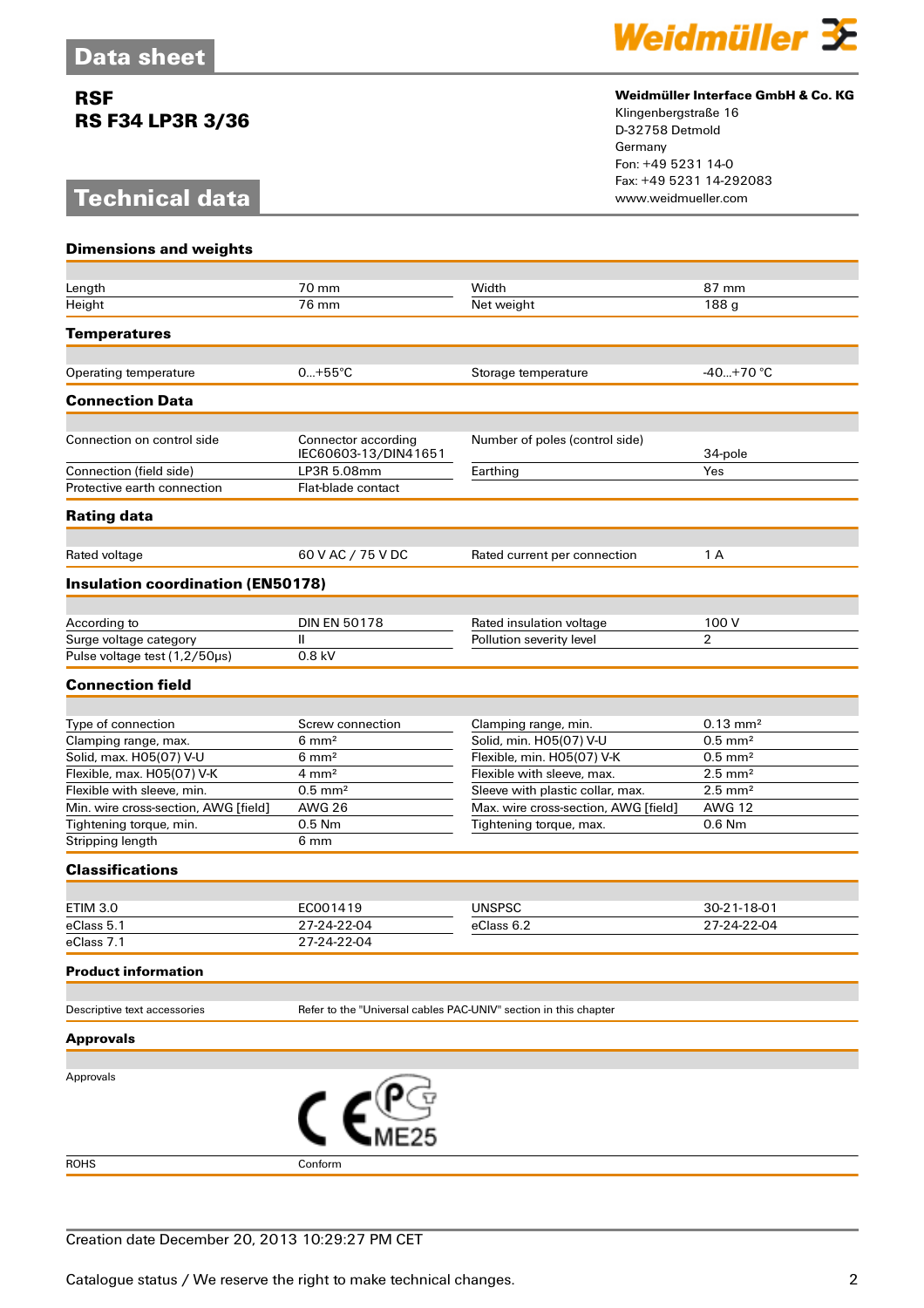# Data sheet

**RSF**
**RS F34 LP3R 3/36**

**Weidmüller Interface GmbH & Co. KG**
Klingenbergstraße 16
D-32758 Detmold
Germany
Fon: +49 5231 14-0
Fax: +49 5231 14-292083
www.weidmueller.com

# Technical data

## Dimensions and weights

| | | | |
|---|---|---|---|
| Length | 70 mm | Width | 87 mm |
| Height | 76 mm | Net weight | 188 g |

## Temperatures

| | | | |
|---|---|---|---|
| Operating temperature | 0...+55°C | Storage temperature | -40...+70 °C |

## Connection Data

| | | | |
|---|---|---|---|
| Connection on control side | Connector according IEC60603-13/DIN41651 | Number of poles (control side) | 34-pole |
| Connection (field side) | LP3R 5.08mm | Earthing | Yes |
| Protective earth connection | Flat-blade contact | | |

## Rating data

| | | | |
|---|---|---|---|
| Rated voltage | 60 V AC / 75 V DC | Rated current per connection | 1 A |

## Insulation coordination (EN50178)

| | | | |
|---|---|---|---|
| According to | DIN EN 50178 | Rated insulation voltage | 100 V |
| Surge voltage category | II | Pollution severity level | 2 |
| Pulse voltage test (1,2/50µs) | 0.8 kV | | |

## Connection field

| | | | |
|---|---|---|---|
| Type of connection | Screw connection | Clamping range, min. | 0.13 mm² |
| Clamping range, max. | 6 mm² | Solid, min. H05(07) V-U | 0.5 mm² |
| Solid, max. H05(07) V-U | 6 mm² | Flexible, min. H05(07) V-K | 0.5 mm² |
| Flexible, max. H05(07) V-K | 4 mm² | Flexible with sleeve, max. | 2.5 mm² |
| Flexible with sleeve, min. | 0.5 mm² | Sleeve with plastic collar, max. | 2.5 mm² |
| Min. wire cross-section, AWG [field] | AWG 26 | Max. wire cross-section, AWG [field] | AWG 12 |
| Tightening torque, min. | 0.5 Nm | Tightening torque, max. | 0.6 Nm |
| Stripping length | 6 mm | | |

## Classifications

| | | | |
|---|---|---|---|
| ETIM 3.0 | EC001419 | UNSPSC | 30-21-18-01 |
| eClass 5.1 | 27-24-22-04 | eClass 6.2 | 27-24-22-04 |
| eClass 7.1 | 27-24-22-04 | | |

## Product information

| | |
|---|---|
| Descriptive text accessories | Refer to the "Universal cables PAC-UNIV" section in this chapter |

## Approvals

| | |
|---|---|
| Approvals | CE, PCT ME25 |
| ROHS | Conform |

Creation date December 20, 2013 10:29:27 PM CET

Catalogue status / We reserve the right to make technical changes.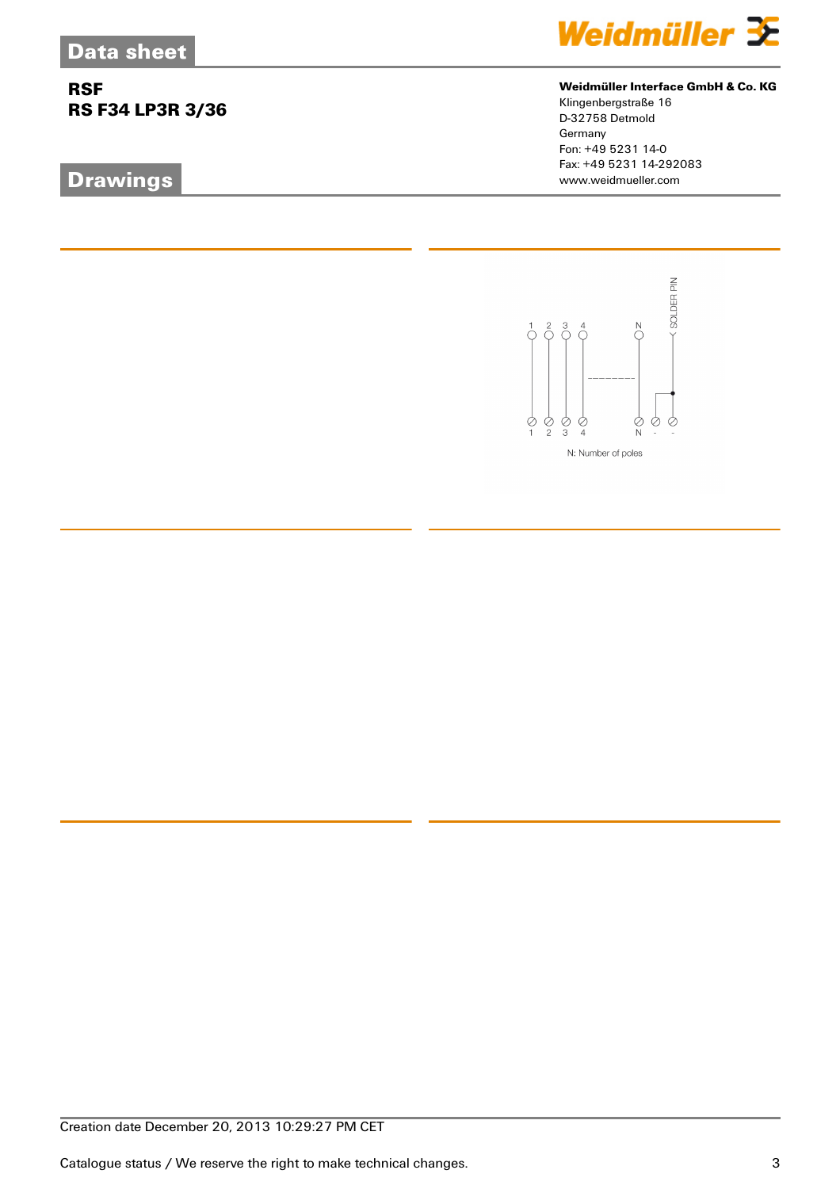## Data sheet

**RSF**
**RS F34 LP3R 3/36**

**Weidmüller Interface GmbH & Co. KG**
Klingenbergstraße 16
D-32758 Detmold
Germany
Fon: +49 5231 14-0
Fax: +49 5231 14-292083
www.weidmueller.com

## Drawings

SOLDER PIN

1 2 3 4 N

1 2 3 4 N - -

N: Number of poles

Creation date December 20, 2013 10:29:27 PM CET

Catalogue status / We reserve the right to make technical changes.